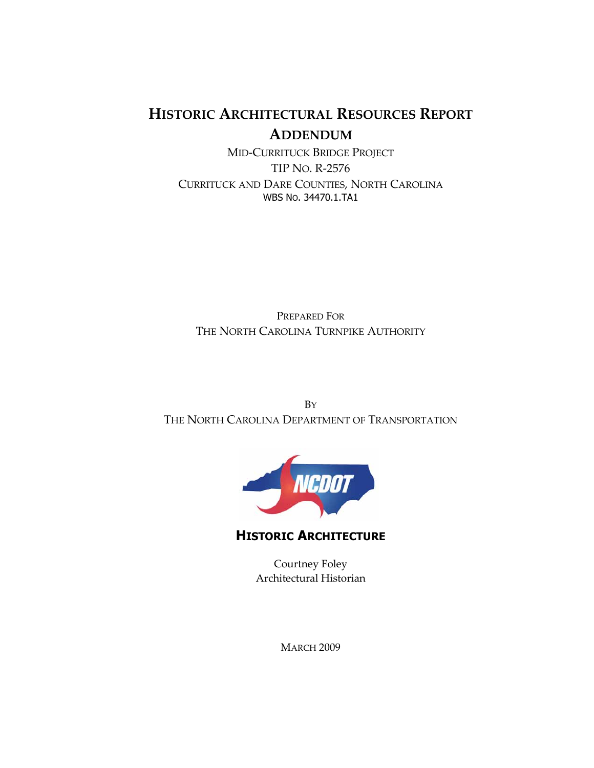# Historic Architectural Resources Report Addendum

Mid-Currituck Bridge Project

TIP No. R-2576

Currituck and Dare Counties, North Carolina

WBS No. 34470.1.TA1

Prepared For

The North Carolina Turnpike Authority

By

The North Carolina Department of Transportation

NCDOT

**Historic Architecture**

Courtney Foley

Architectural Historian

March 2009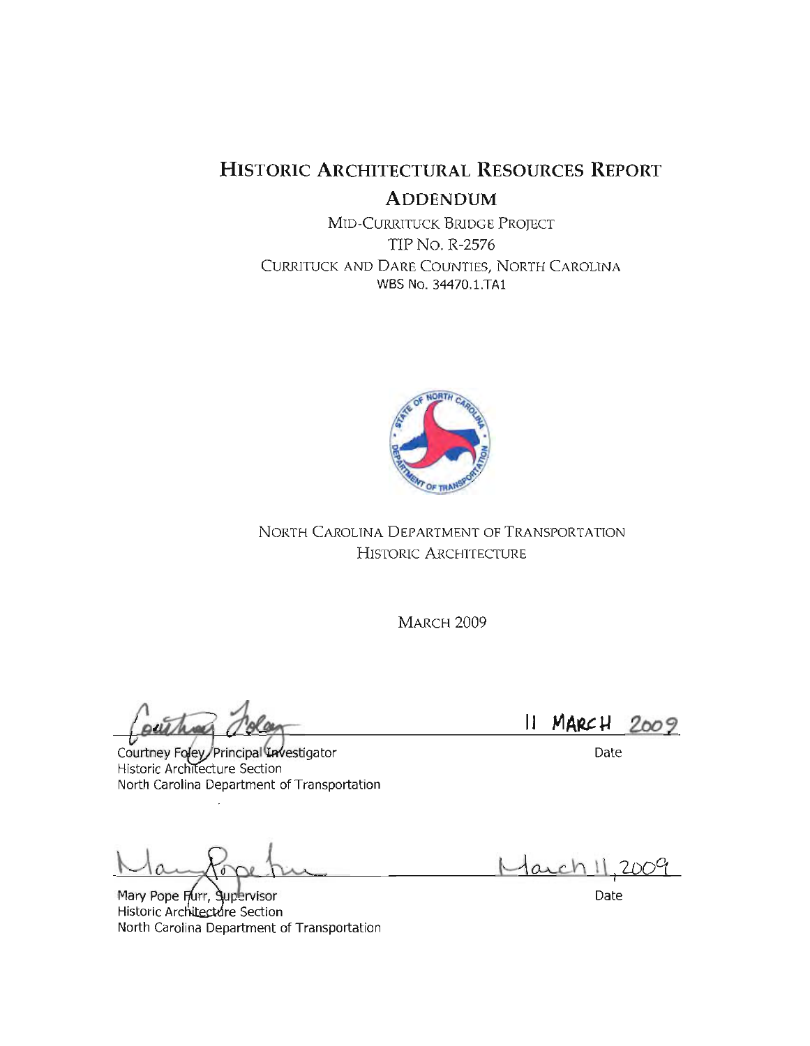# HISTORIC ARCHITECTURAL RESOURCES REPORT

## ADDENDUM

MID-CURRITUCK BRIDGE PROJECT

TIP NO. R-2576

CURRITUCK AND DARE COUNTIES, NORTH CAROLINA

WBS No. 34470.1.TA1

NORTH CAROLINA DEPARTMENT OF TRANSPORTATION

HISTORIC ARCHITECTURE

MARCH 2009

Courtney Foley, Principal Investigator
Historic Architecture Section
North Carolina Department of Transportation

11 MARCH 2009
Date

Mary Pope Furr, Supervisor
Historic Architecture Section
North Carolina Department of Transportation

March 11, 2009
Date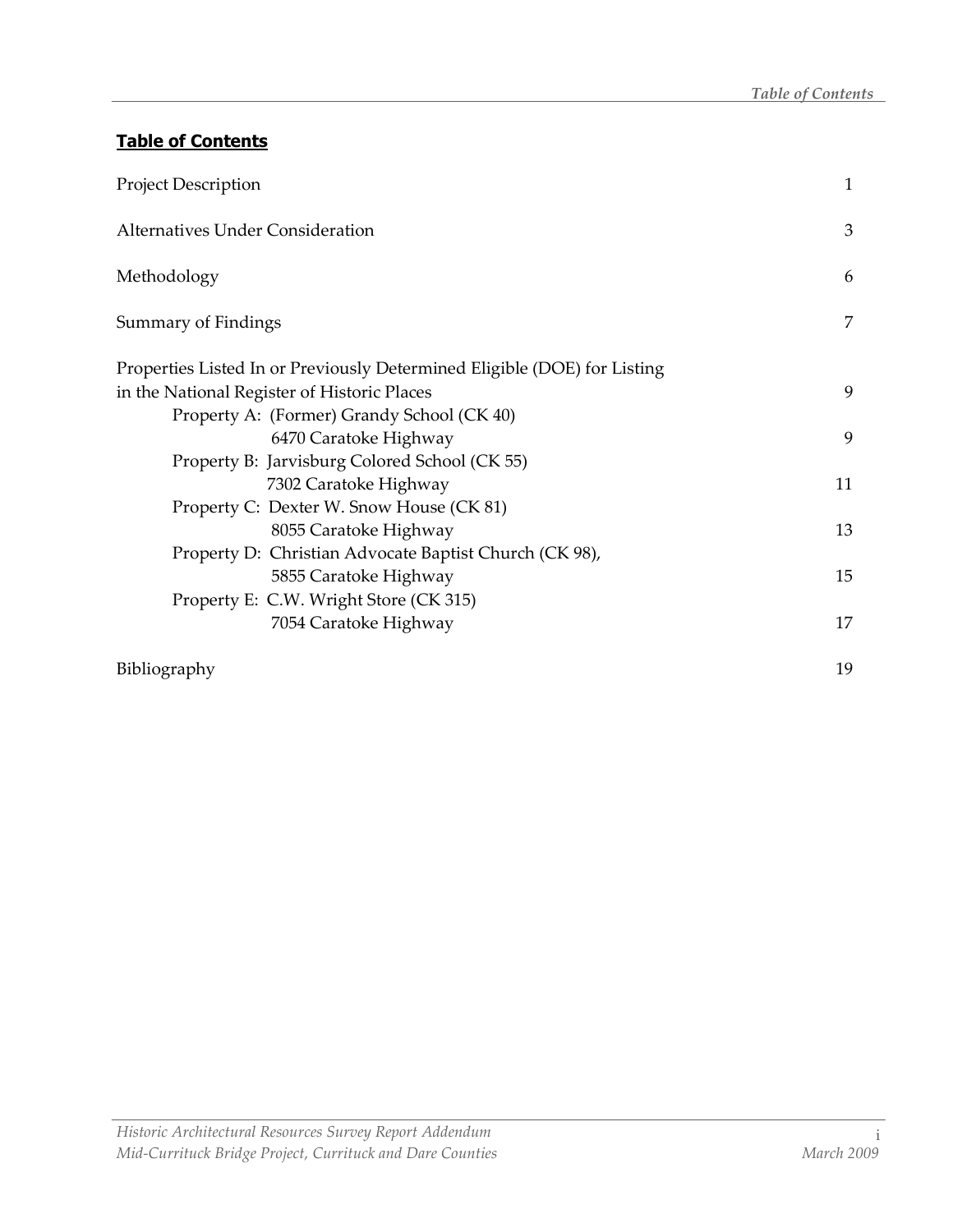## Table of Contents

| | |
|---|---|
| Project Description | 1 |
| Alternatives Under Consideration | 3 |
| Methodology | 6 |
| Summary of Findings | 7 |
| Properties Listed In or Previously Determined Eligible (DOE) for Listing in the National Register of Historic Places | 9 |
| Property A: (Former) Grandy School (CK 40) 6470 Caratoke Highway | 9 |
| Property B: Jarvisburg Colored School (CK 55) 7302 Caratoke Highway | 11 |
| Property C: Dexter W. Snow House (CK 81) 8055 Caratoke Highway | 13 |
| Property D: Christian Advocate Baptist Church (CK 98), 5855 Caratoke Highway | 15 |
| Property E: C.W. Wright Store (CK 315) 7054 Caratoke Highway | 17 |
| Bibliography | 19 |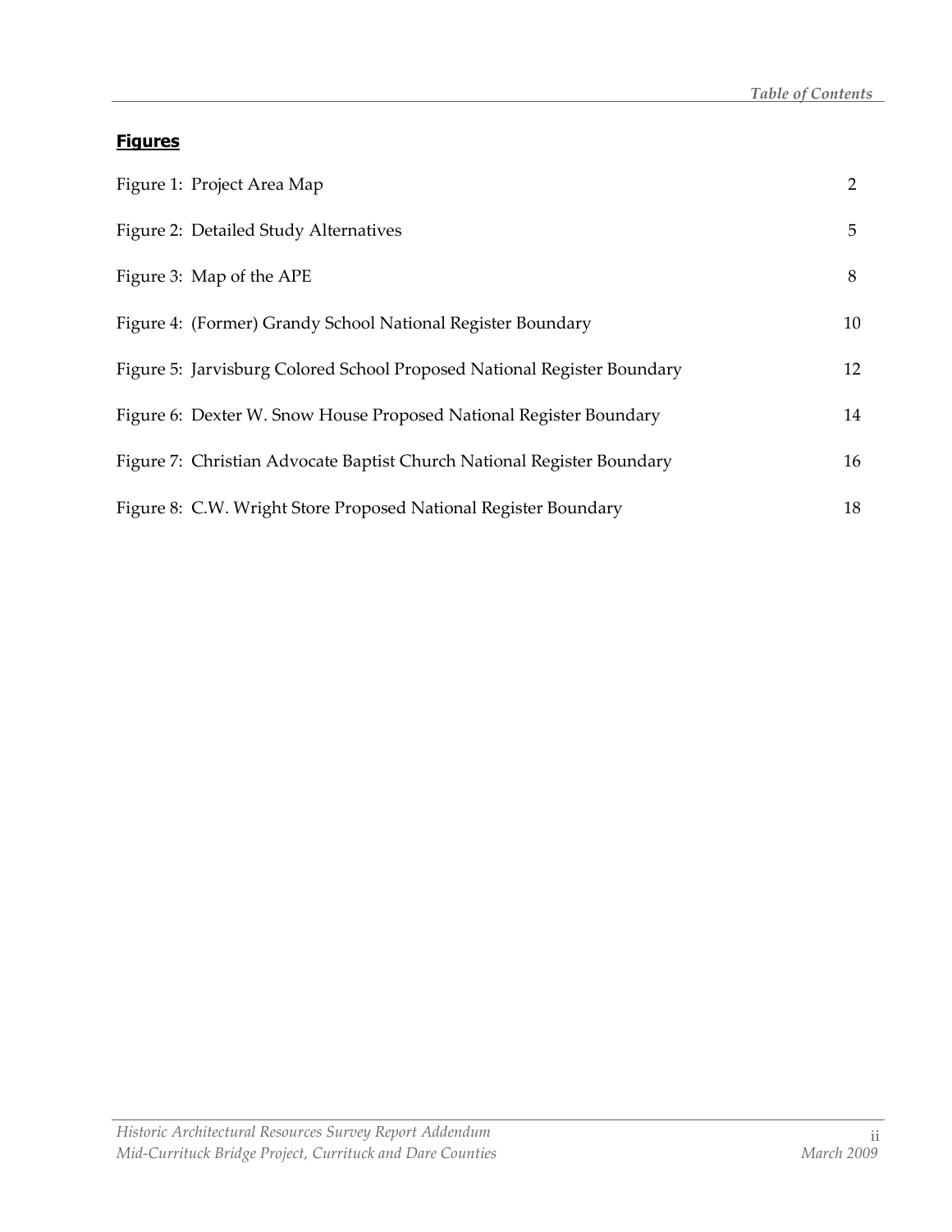## **Figures**

| | |
|---|---|
| Figure 1: Project Area Map | 2 |
| Figure 2: Detailed Study Alternatives | 5 |
| Figure 3: Map of the APE | 8 |
| Figure 4: (Former) Grandy School National Register Boundary | 10 |
| Figure 5: Jarvisburg Colored School Proposed National Register Boundary | 12 |
| Figure 6: Dexter W. Snow House Proposed National Register Boundary | 14 |
| Figure 7: Christian Advocate Baptist Church National Register Boundary | 16 |
| Figure 8: C.W. Wright Store Proposed National Register Boundary | 18 |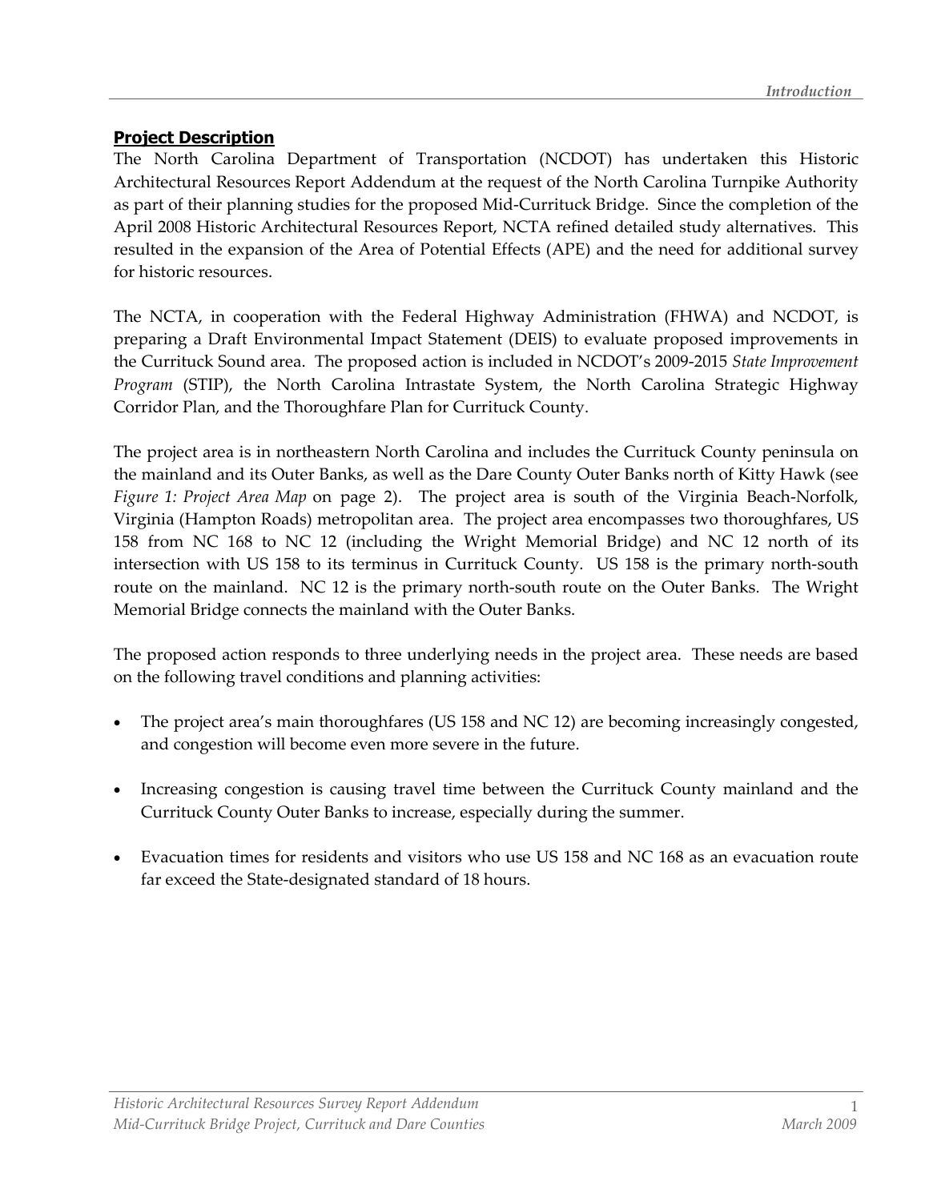## Project Description

The North Carolina Department of Transportation (NCDOT) has undertaken this Historic Architectural Resources Report Addendum at the request of the North Carolina Turnpike Authority as part of their planning studies for the proposed Mid-Currituck Bridge. Since the completion of the April 2008 Historic Architectural Resources Report, NCTA refined detailed study alternatives. This resulted in the expansion of the Area of Potential Effects (APE) and the need for additional survey for historic resources.

The NCTA, in cooperation with the Federal Highway Administration (FHWA) and NCDOT, is preparing a Draft Environmental Impact Statement (DEIS) to evaluate proposed improvements in the Currituck Sound area. The proposed action is included in NCDOT's 2009-2015 *State Improvement Program* (STIP), the North Carolina Intrastate System, the North Carolina Strategic Highway Corridor Plan, and the Thoroughfare Plan for Currituck County.

The project area is in northeastern North Carolina and includes the Currituck County peninsula on the mainland and its Outer Banks, as well as the Dare County Outer Banks north of Kitty Hawk (see *Figure 1: Project Area Map* on page 2). The project area is south of the Virginia Beach-Norfolk, Virginia (Hampton Roads) metropolitan area. The project area encompasses two thoroughfares, US 158 from NC 168 to NC 12 (including the Wright Memorial Bridge) and NC 12 north of its intersection with US 158 to its terminus in Currituck County. US 158 is the primary north-south route on the mainland. NC 12 is the primary north-south route on the Outer Banks. The Wright Memorial Bridge connects the mainland with the Outer Banks.

The proposed action responds to three underlying needs in the project area. These needs are based on the following travel conditions and planning activities:

- The project area's main thoroughfares (US 158 and NC 12) are becoming increasingly congested, and congestion will become even more severe in the future.
- Increasing congestion is causing travel time between the Currituck County mainland and the Currituck County Outer Banks to increase, especially during the summer.
- Evacuation times for residents and visitors who use US 158 and NC 168 as an evacuation route far exceed the State-designated standard of 18 hours.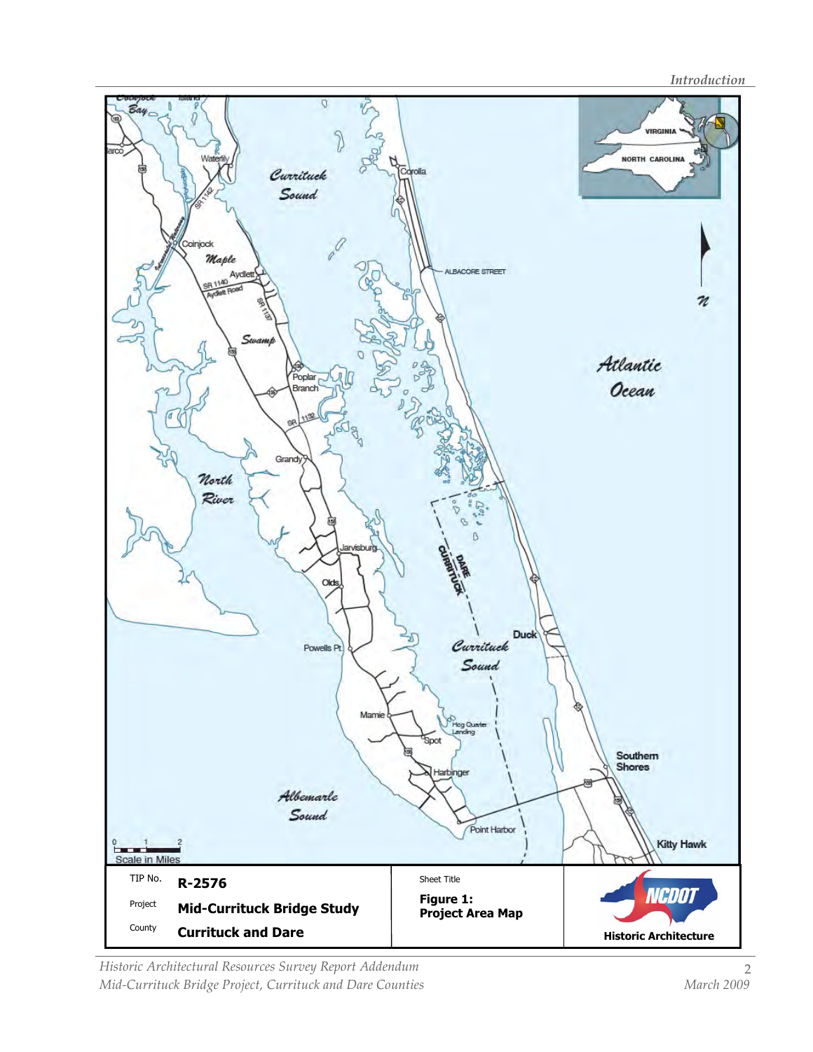| TIP No. | R-2576 | Sheet Title | |
| --- | --- | --- | --- |
| Project | **Mid-Currituck Bridge Study** | **Figure 1: Project Area Map** | NCDOT |
| County | **Currituck and Dare** | | **Historic Architecture** |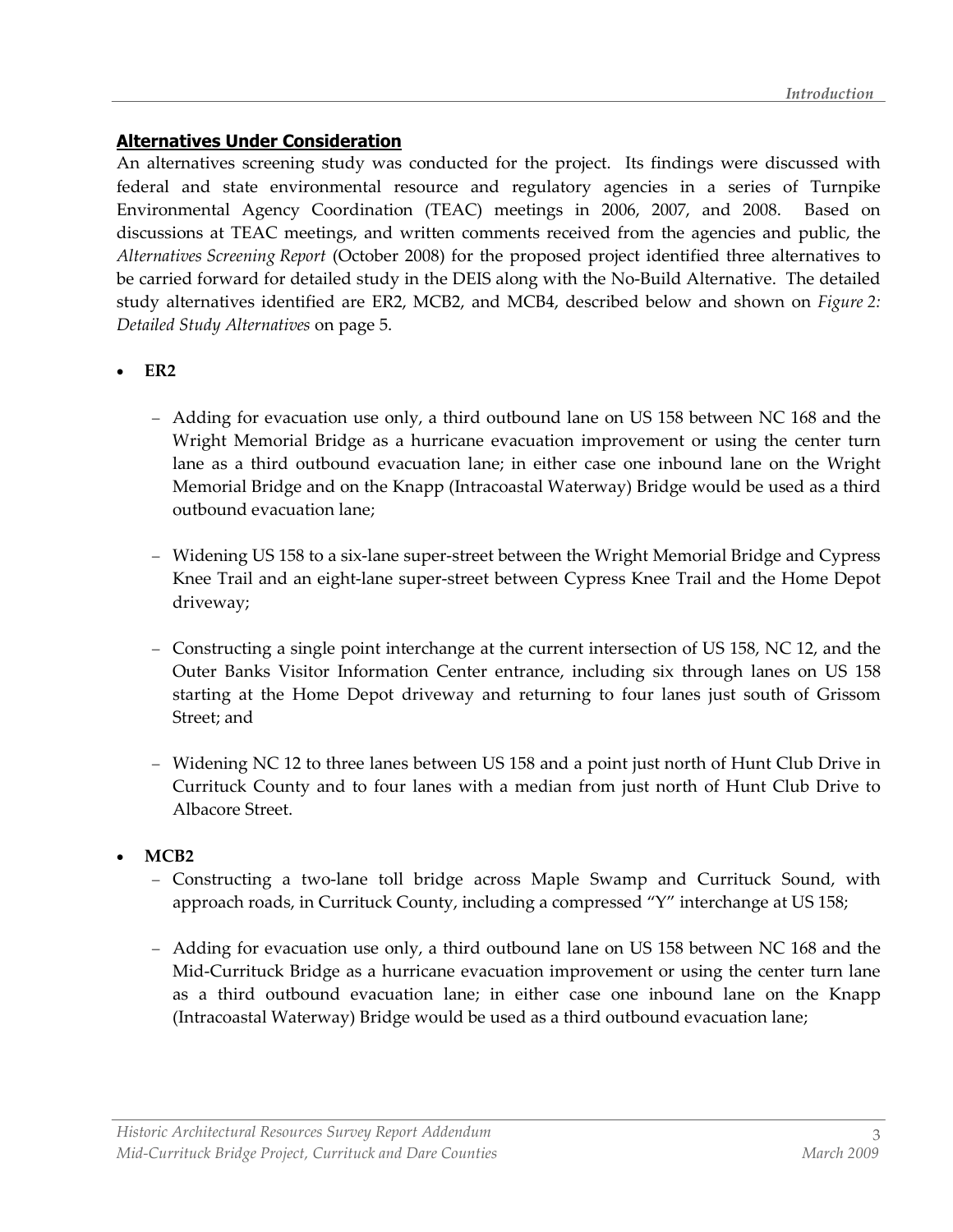## Alternatives Under Consideration

An alternatives screening study was conducted for the project. Its findings were discussed with federal and state environmental resource and regulatory agencies in a series of Turnpike Environmental Agency Coordination (TEAC) meetings in 2006, 2007, and 2008. Based on discussions at TEAC meetings, and written comments received from the agencies and public, the *Alternatives Screening Report* (October 2008) for the proposed project identified three alternatives to be carried forward for detailed study in the DEIS along with the No-Build Alternative. The detailed study alternatives identified are ER2, MCB2, and MCB4, described below and shown on *Figure 2: Detailed Study Alternatives* on page 5.

- **ER2**
  - Adding for evacuation use only, a third outbound lane on US 158 between NC 168 and the Wright Memorial Bridge as a hurricane evacuation improvement or using the center turn lane as a third outbound evacuation lane; in either case one inbound lane on the Wright Memorial Bridge and on the Knapp (Intracoastal Waterway) Bridge would be used as a third outbound evacuation lane;
  - Widening US 158 to a six-lane super-street between the Wright Memorial Bridge and Cypress Knee Trail and an eight-lane super-street between Cypress Knee Trail and the Home Depot driveway;
  - Constructing a single point interchange at the current intersection of US 158, NC 12, and the Outer Banks Visitor Information Center entrance, including six through lanes on US 158 starting at the Home Depot driveway and returning to four lanes just south of Grissom Street; and
  - Widening NC 12 to three lanes between US 158 and a point just north of Hunt Club Drive in Currituck County and to four lanes with a median from just north of Hunt Club Drive to Albacore Street.
- **MCB2**
  - Constructing a two-lane toll bridge across Maple Swamp and Currituck Sound, with approach roads, in Currituck County, including a compressed "Y" interchange at US 158;
  - Adding for evacuation use only, a third outbound lane on US 158 between NC 168 and the Mid-Currituck Bridge as a hurricane evacuation improvement or using the center turn lane as a third outbound evacuation lane; in either case one inbound lane on the Knapp (Intracoastal Waterway) Bridge would be used as a third outbound evacuation lane;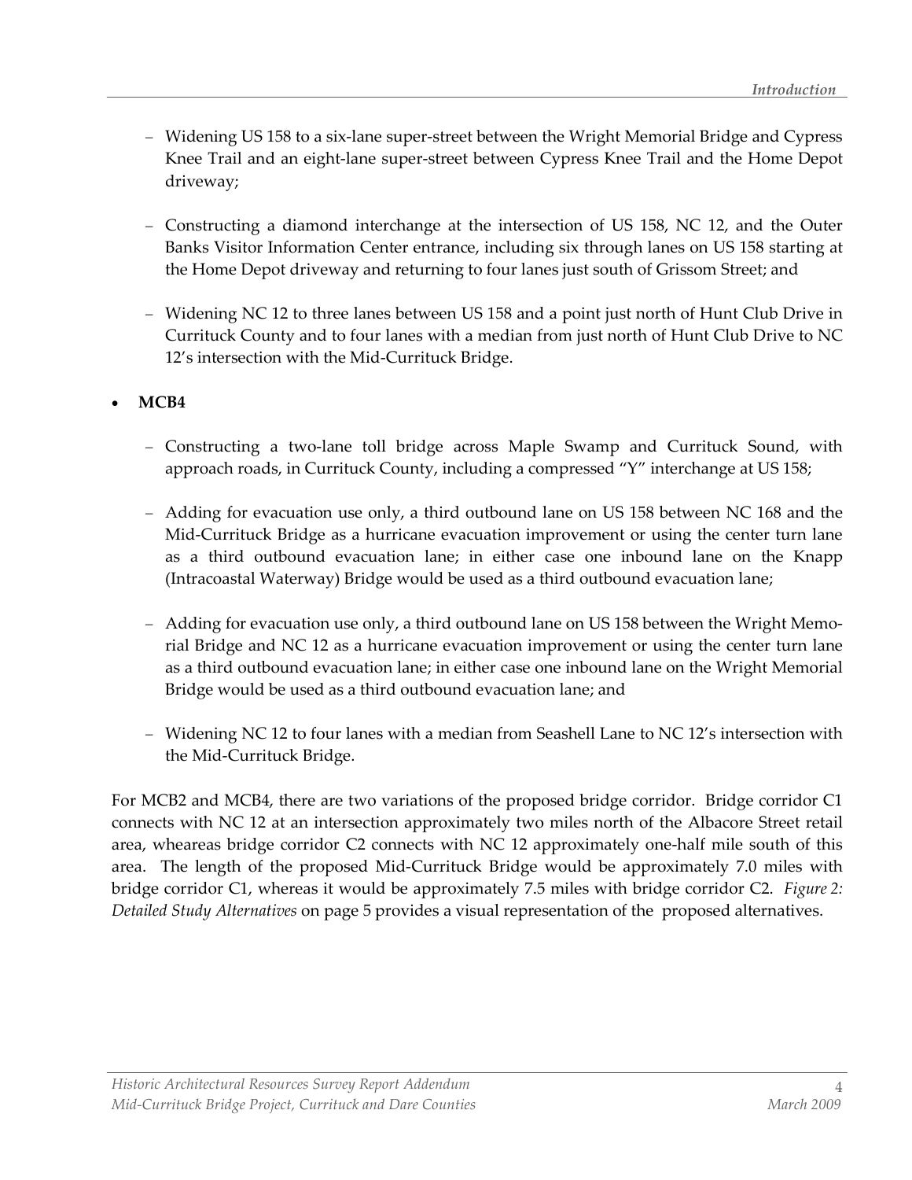- Widening US 158 to a six-lane super-street between the Wright Memorial Bridge and Cypress Knee Trail and an eight-lane super-street between Cypress Knee Trail and the Home Depot driveway;
- Constructing a diamond interchange at the intersection of US 158, NC 12, and the Outer Banks Visitor Information Center entrance, including six through lanes on US 158 starting at the Home Depot driveway and returning to four lanes just south of Grissom Street; and
- Widening NC 12 to three lanes between US 158 and a point just north of Hunt Club Drive in Currituck County and to four lanes with a median from just north of Hunt Club Drive to NC 12's intersection with the Mid-Currituck Bridge.

- **MCB4**
  - Constructing a two-lane toll bridge across Maple Swamp and Currituck Sound, with approach roads, in Currituck County, including a compressed "Y" interchange at US 158;
  - Adding for evacuation use only, a third outbound lane on US 158 between NC 168 and the Mid-Currituck Bridge as a hurricane evacuation improvement or using the center turn lane as a third outbound evacuation lane; in either case one inbound lane on the Knapp (Intracoastal Waterway) Bridge would be used as a third outbound evacuation lane;
  - Adding for evacuation use only, a third outbound lane on US 158 between the Wright Memorial Bridge and NC 12 as a hurricane evacuation improvement or using the center turn lane as a third outbound evacuation lane; in either case one inbound lane on the Wright Memorial Bridge would be used as a third outbound evacuation lane; and
  - Widening NC 12 to four lanes with a median from Seashell Lane to NC 12's intersection with the Mid-Currituck Bridge.

For MCB2 and MCB4, there are two variations of the proposed bridge corridor. Bridge corridor C1 connects with NC 12 at an intersection approximately two miles north of the Albacore Street retail area, wheareas bridge corridor C2 connects with NC 12 approximately one-half mile south of this area. The length of the proposed Mid-Currituck Bridge would be approximately 7.0 miles with bridge corridor C1, whereas it would be approximately 7.5 miles with bridge corridor C2. *Figure 2: Detailed Study Alternatives* on page 5 provides a visual representation of the proposed alternatives.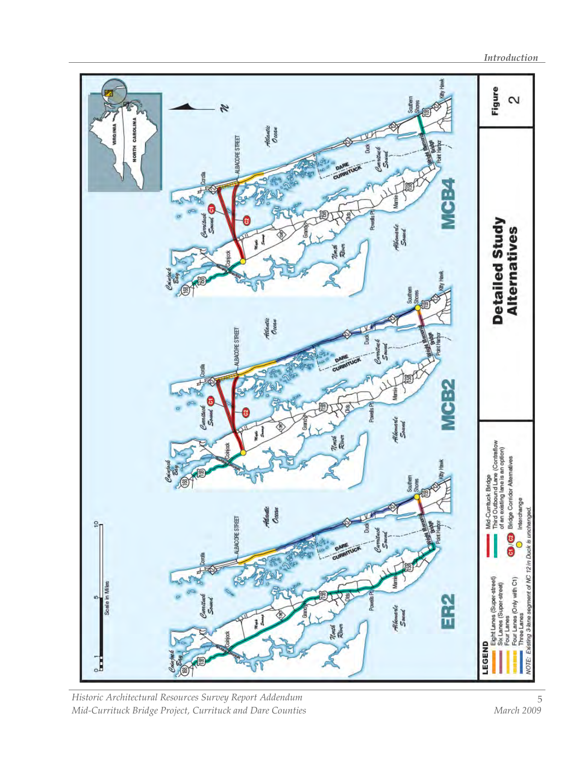LEGEND

- Eight Lanes (Super-street)
- Six Lanes (Super-street)
- Four Lanes
- Four Lanes (Only with C1)
- Three Lanes
- Mid-Currituck Bridge
- Third Outbound Lane (Contraflow of an existing lane is an option)
- C1 / C2 Bridge Corridor Alternatives
- Interchange

NOTE: Existing 3-lane segment of NC 12 in Duck is unchanged.

ER2

MCB2

MCB4

Figure 2

Detailed Study Alternatives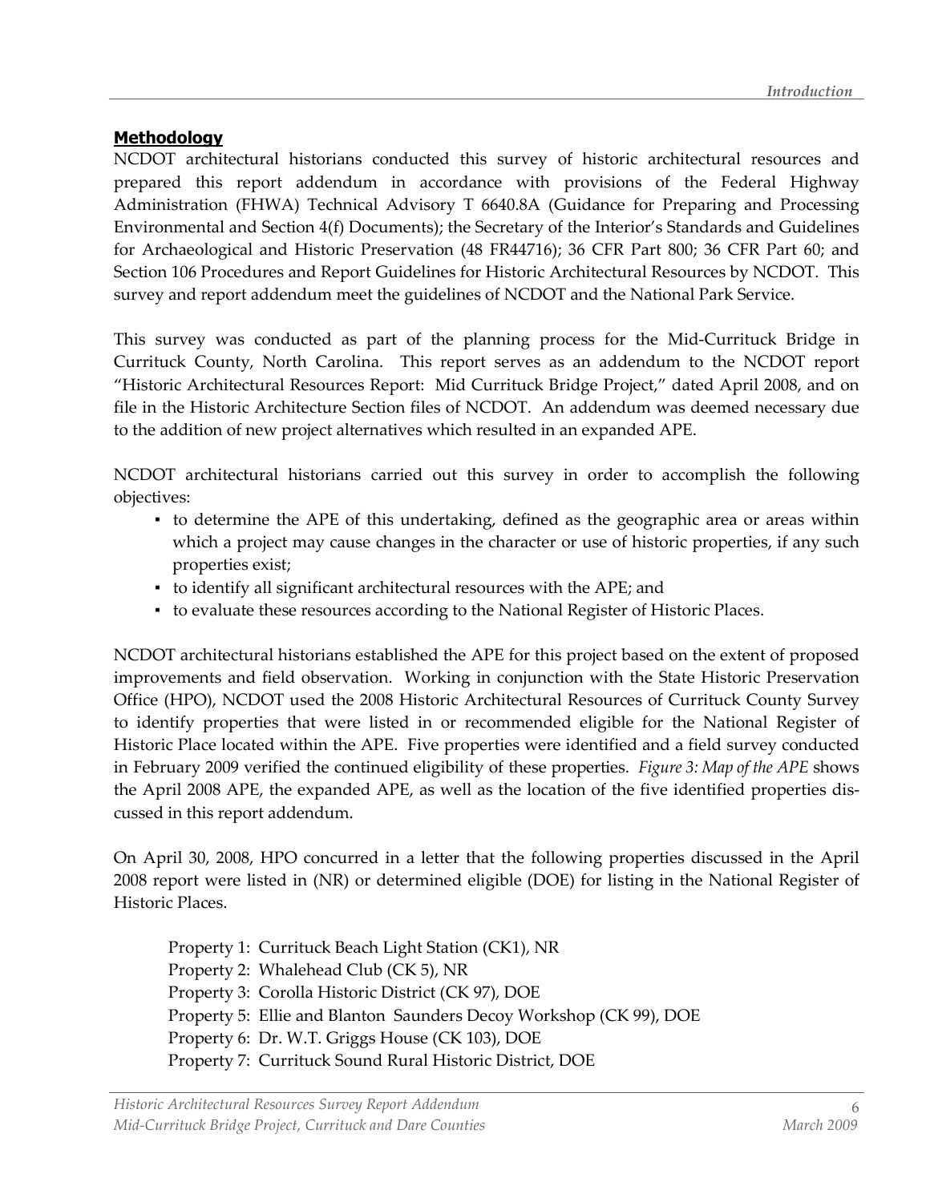## Methodology

NCDOT architectural historians conducted this survey of historic architectural resources and prepared this report addendum in accordance with provisions of the Federal Highway Administration (FHWA) Technical Advisory T 6640.8A (Guidance for Preparing and Processing Environmental and Section 4(f) Documents); the Secretary of the Interior's Standards and Guidelines for Archaeological and Historic Preservation (48 FR44716); 36 CFR Part 800; 36 CFR Part 60; and Section 106 Procedures and Report Guidelines for Historic Architectural Resources by NCDOT. This survey and report addendum meet the guidelines of NCDOT and the National Park Service.

This survey was conducted as part of the planning process for the Mid-Currituck Bridge in Currituck County, North Carolina. This report serves as an addendum to the NCDOT report "Historic Architectural Resources Report: Mid Currituck Bridge Project," dated April 2008, and on file in the Historic Architecture Section files of NCDOT. An addendum was deemed necessary due to the addition of new project alternatives which resulted in an expanded APE.

NCDOT architectural historians carried out this survey in order to accomplish the following objectives:

- to determine the APE of this undertaking, defined as the geographic area or areas within which a project may cause changes in the character or use of historic properties, if any such properties exist;
- to identify all significant architectural resources with the APE; and
- to evaluate these resources according to the National Register of Historic Places.

NCDOT architectural historians established the APE for this project based on the extent of proposed improvements and field observation. Working in conjunction with the State Historic Preservation Office (HPO), NCDOT used the 2008 Historic Architectural Resources of Currituck County Survey to identify properties that were listed in or recommended eligible for the National Register of Historic Place located within the APE. Five properties were identified and a field survey conducted in February 2009 verified the continued eligibility of these properties. *Figure 3: Map of the APE* shows the April 2008 APE, the expanded APE, as well as the location of the five identified properties discussed in this report addendum.

On April 30, 2008, HPO concurred in a letter that the following properties discussed in the April 2008 report were listed in (NR) or determined eligible (DOE) for listing in the National Register of Historic Places.

Property 1: Currituck Beach Light Station (CK1), NR
Property 2: Whalehead Club (CK 5), NR
Property 3: Corolla Historic District (CK 97), DOE
Property 5: Ellie and Blanton Saunders Decoy Workshop (CK 99), DOE
Property 6: Dr. W.T. Griggs House (CK 103), DOE
Property 7: Currituck Sound Rural Historic District, DOE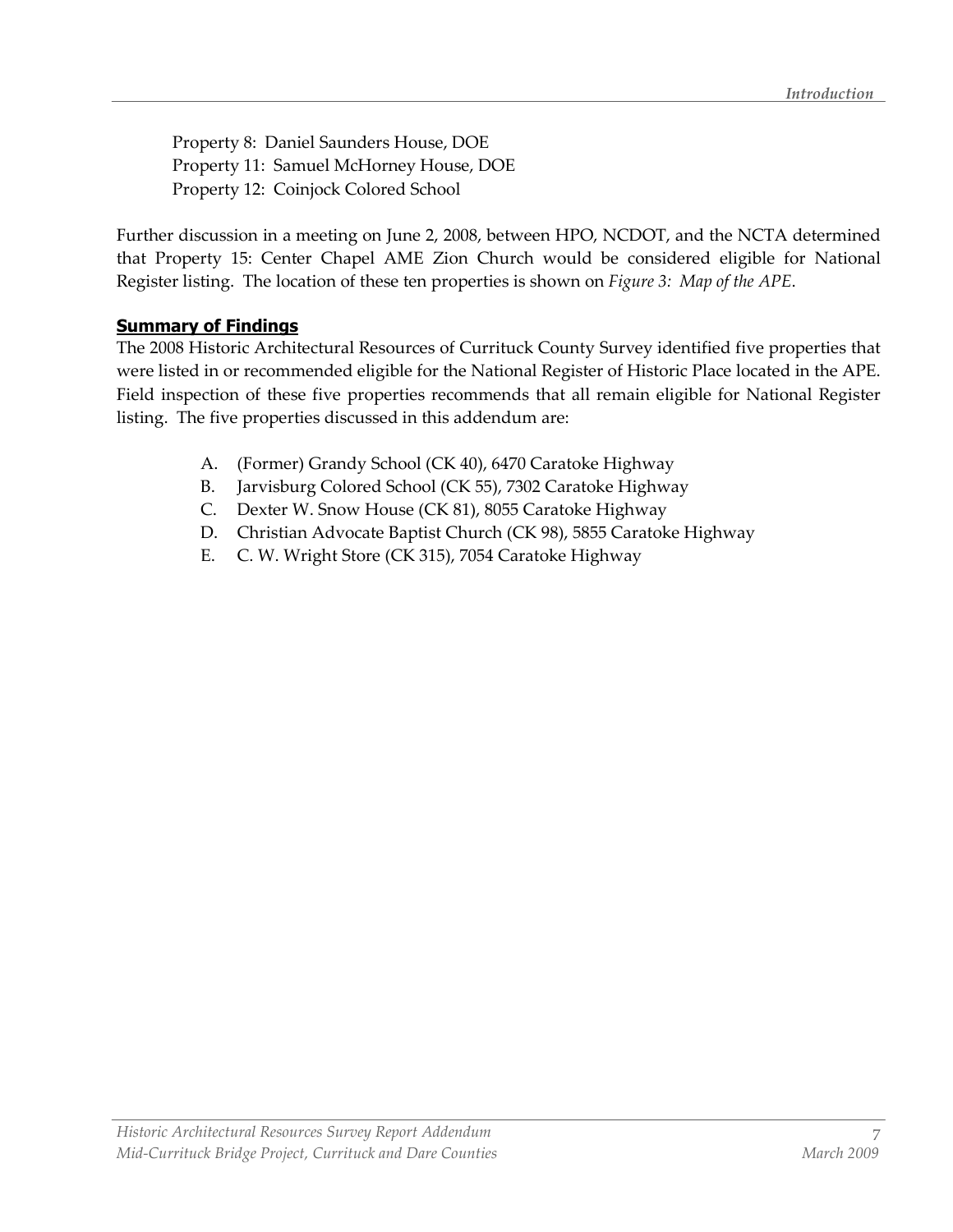Property 8: Daniel Saunders House, DOE
Property 11: Samuel McHorney House, DOE
Property 12: Coinjock Colored School

Further discussion in a meeting on June 2, 2008, between HPO, NCDOT, and the NCTA determined that Property 15: Center Chapel AME Zion Church would be considered eligible for National Register listing. The location of these ten properties is shown on *Figure 3: Map of the APE*.

## Summary of Findings

The 2008 Historic Architectural Resources of Currituck County Survey identified five properties that were listed in or recommended eligible for the National Register of Historic Place located in the APE. Field inspection of these five properties recommends that all remain eligible for National Register listing. The five properties discussed in this addendum are:

A. (Former) Grandy School (CK 40), 6470 Caratoke Highway
B. Jarvisburg Colored School (CK 55), 7302 Caratoke Highway
C. Dexter W. Snow House (CK 81), 8055 Caratoke Highway
D. Christian Advocate Baptist Church (CK 98), 5855 Caratoke Highway
E. C. W. Wright Store (CK 315), 7054 Caratoke Highway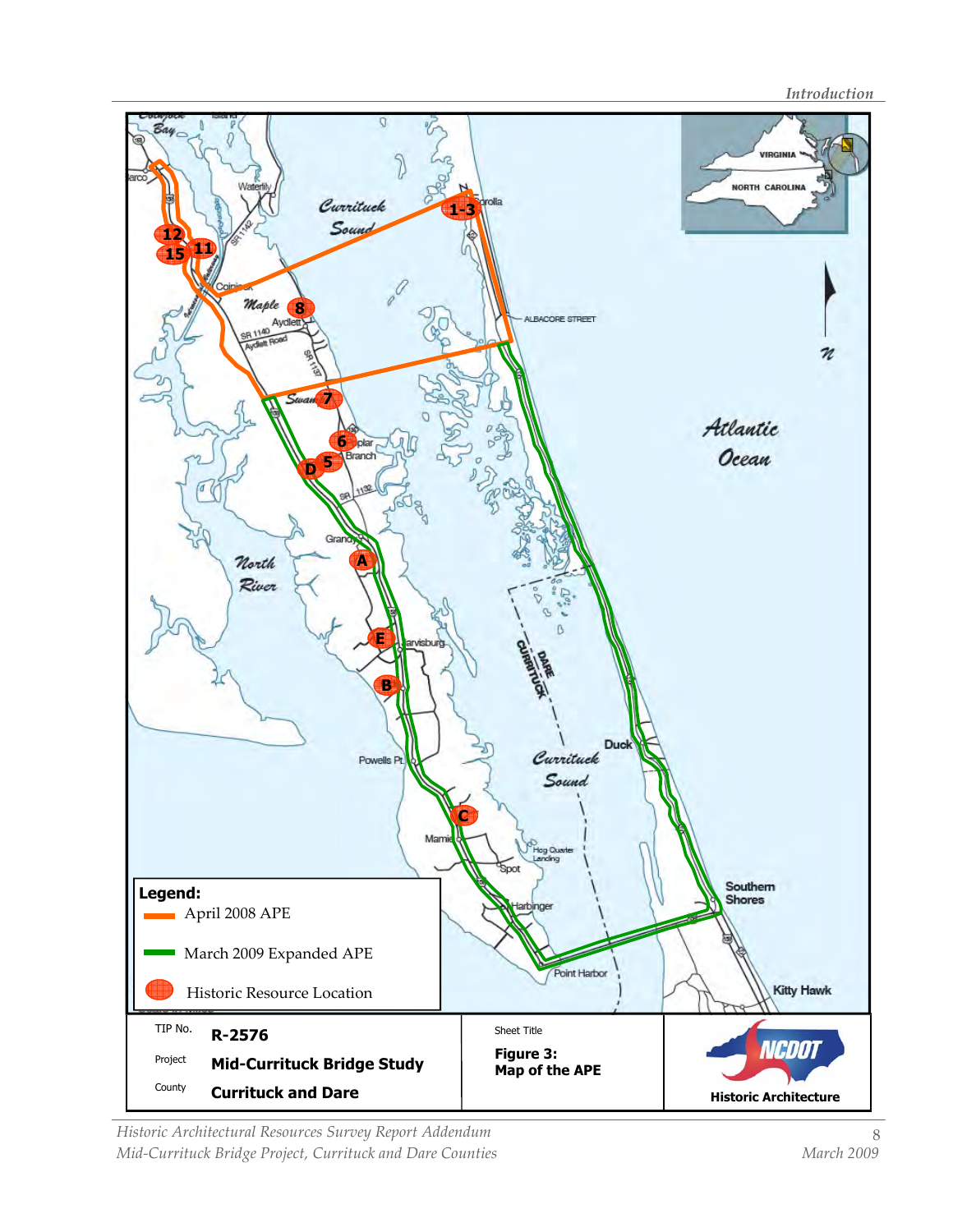**Legend:**

- April 2008 APE
- March 2009 Expanded APE
- Historic Resource Location

| | | |
|---|---|---|
| TIP No. **R-2576** | Sheet Title | |
| Project **Mid-Currituck Bridge Study** | **Figure 3: Map of the APE** | |
| County **Currituck and Dare** | | **Historic Architecture** |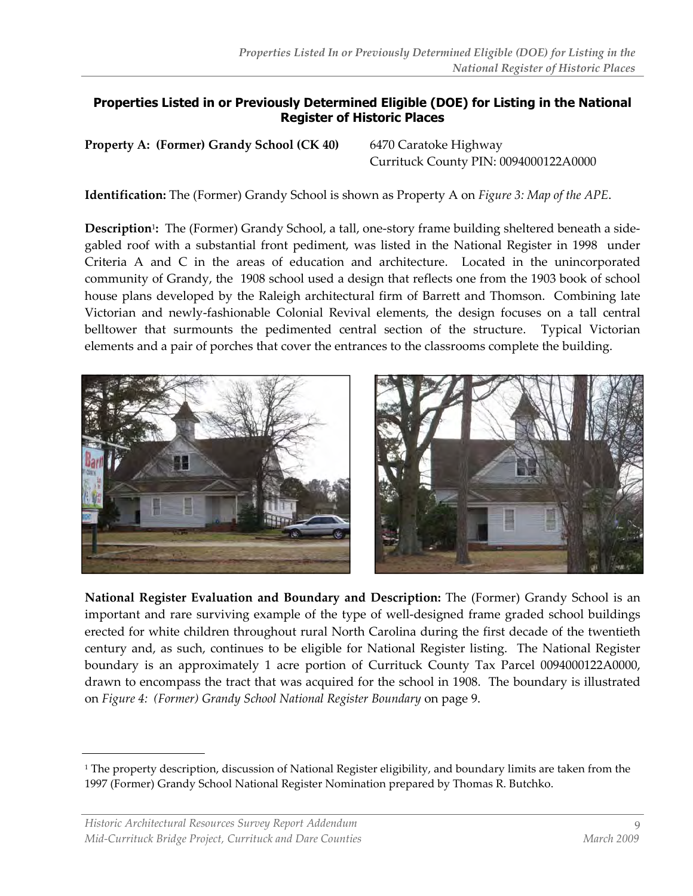## Properties Listed in or Previously Determined Eligible (DOE) for Listing in the National Register of Historic Places

**Property A: (Former) Grandy School (CK 40)** 6470 Caratoke Highway
Currituck County PIN: 0094000122A0000

**Identification:** The (Former) Grandy School is shown as Property A on *Figure 3: Map of the APE*.

**Description**[1]**:** The (Former) Grandy School, a tall, one-story frame building sheltered beneath a side-gabled roof with a substantial front pediment, was listed in the National Register in 1998 under Criteria A and C in the areas of education and architecture. Located in the unincorporated community of Grandy, the 1908 school used a design that reflects one from the 1903 book of school house plans developed by the Raleigh architectural firm of Barrett and Thomson. Combining late Victorian and newly-fashionable Colonial Revival elements, the design focuses on a tall central belltower that surmounts the pedimented central section of the structure. Typical Victorian elements and a pair of porches that cover the entrances to the classrooms complete the building.

**National Register Evaluation and Boundary and Description:** The (Former) Grandy School is an important and rare surviving example of the type of well-designed frame graded school buildings erected for white children throughout rural North Carolina during the first decade of the twentieth century and, as such, continues to be eligible for National Register listing. The National Register boundary is an approximately 1 acre portion of Currituck County Tax Parcel 0094000122A0000, drawn to encompass the tract that was acquired for the school in 1908. The boundary is illustrated on *Figure 4: (Former) Grandy School National Register Boundary* on page 9.

---

[1] The property description, discussion of National Register eligibility, and boundary limits are taken from the 1997 (Former) Grandy School National Register Nomination prepared by Thomas R. Butchko.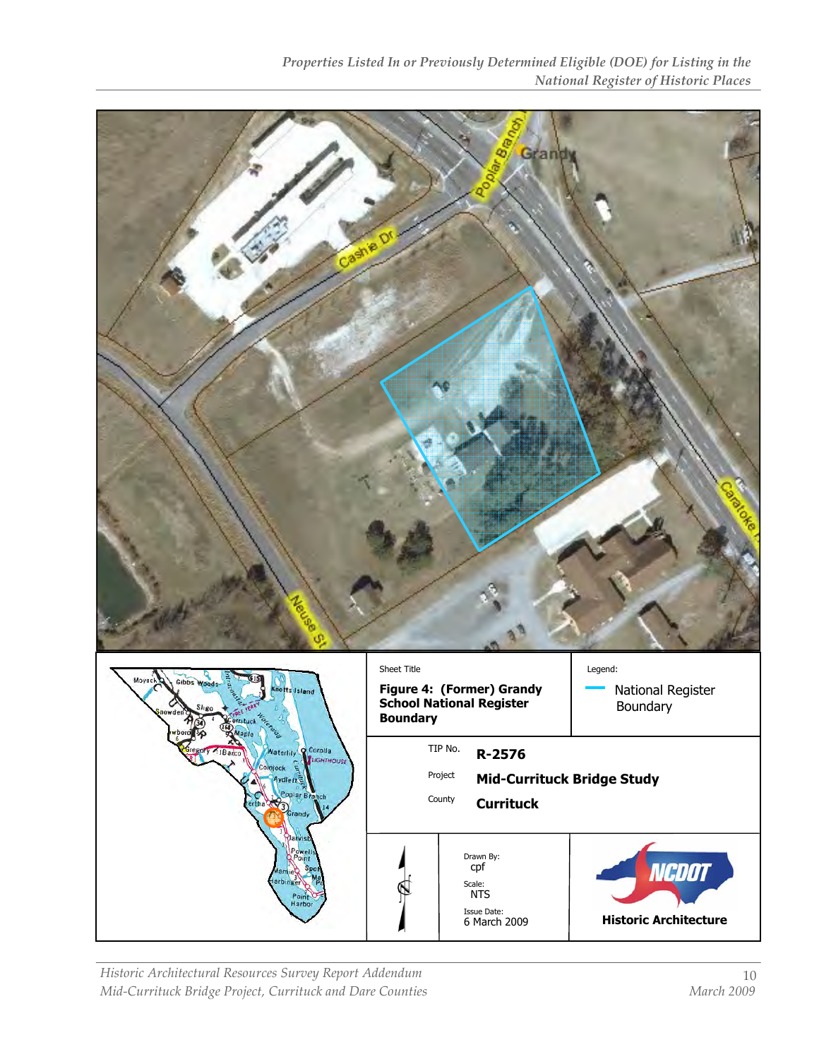Sheet Title

**Figure 4: (Former) Grandy School National Register Boundary**

Legend:

National Register Boundary

| | |
|---|---|
| TIP No. | **R-2576** |
| Project | **Mid-Currituck Bridge Study** |
| County | **Currituck** |

Drawn By: cpf

Scale: NTS

Issue Date: 6 March 2009

**Historic Architecture**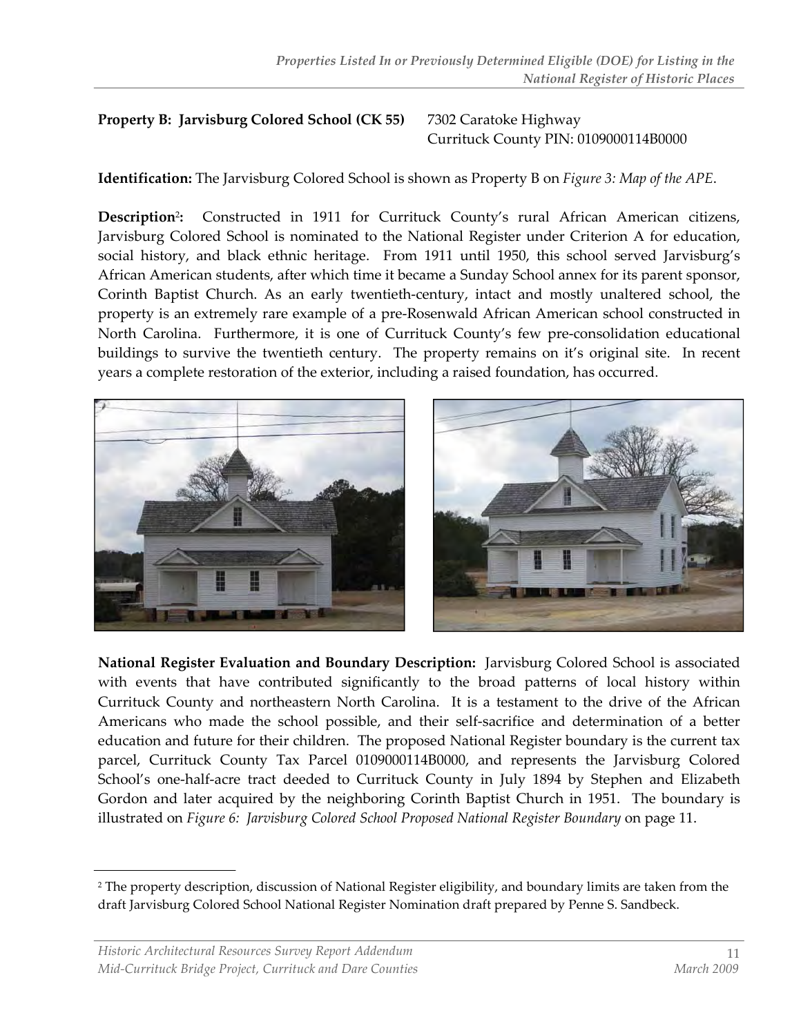**Property B: Jarvisburg Colored School (CK 55)** 7302 Caratoke Highway
Currituck County PIN: 0109000114B0000

**Identification:** The Jarvisburg Colored School is shown as Property B on *Figure 3: Map of the APE*.

**Description**[2]**:** Constructed in 1911 for Currituck County's rural African American citizens, Jarvisburg Colored School is nominated to the National Register under Criterion A for education, social history, and black ethnic heritage. From 1911 until 1950, this school served Jarvisburg's African American students, after which time it became a Sunday School annex for its parent sponsor, Corinth Baptist Church. As an early twentieth-century, intact and mostly unaltered school, the property is an extremely rare example of a pre-Rosenwald African American school constructed in North Carolina. Furthermore, it is one of Currituck County's few pre-consolidation educational buildings to survive the twentieth century. The property remains on it's original site. In recent years a complete restoration of the exterior, including a raised foundation, has occurred.

**National Register Evaluation and Boundary Description:** Jarvisburg Colored School is associated with events that have contributed significantly to the broad patterns of local history within Currituck County and northeastern North Carolina. It is a testament to the drive of the African Americans who made the school possible, and their self-sacrifice and determination of a better education and future for their children. The proposed National Register boundary is the current tax parcel, Currituck County Tax Parcel 0109000114B0000, and represents the Jarvisburg Colored School's one-half-acre tract deeded to Currituck County in July 1894 by Stephen and Elizabeth Gordon and later acquired by the neighboring Corinth Baptist Church in 1951. The boundary is illustrated on *Figure 6: Jarvisburg Colored School Proposed National Register Boundary* on page 11.

---

[2] The property description, discussion of National Register eligibility, and boundary limits are taken from the draft Jarvisburg Colored School National Register Nomination draft prepared by Penne S. Sandbeck.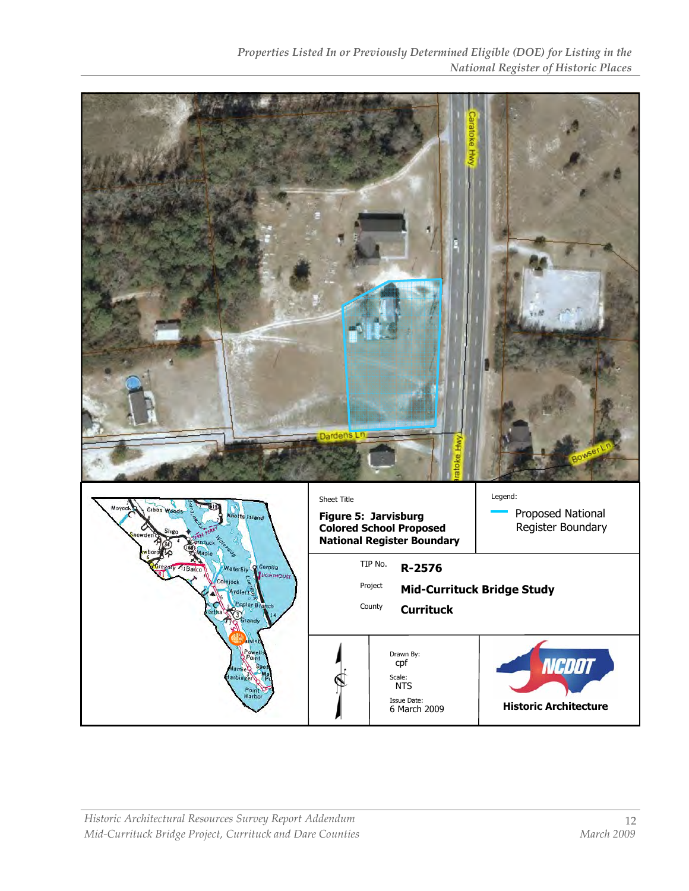Caratoke Hwy

Dardens Ln

Bowser Ln

Sheet Title

**Figure 5: Jarvisburg Colored School Proposed National Register Boundary**

Legend:

Proposed National Register Boundary

| | |
|---|---|
| TIP No. | **R-2576** |
| Project | **Mid-Currituck Bridge Study** |
| County | **Currituck** |

Drawn By: cpf

Scale: NTS

Issue Date: 6 March 2009

**Historic Architecture**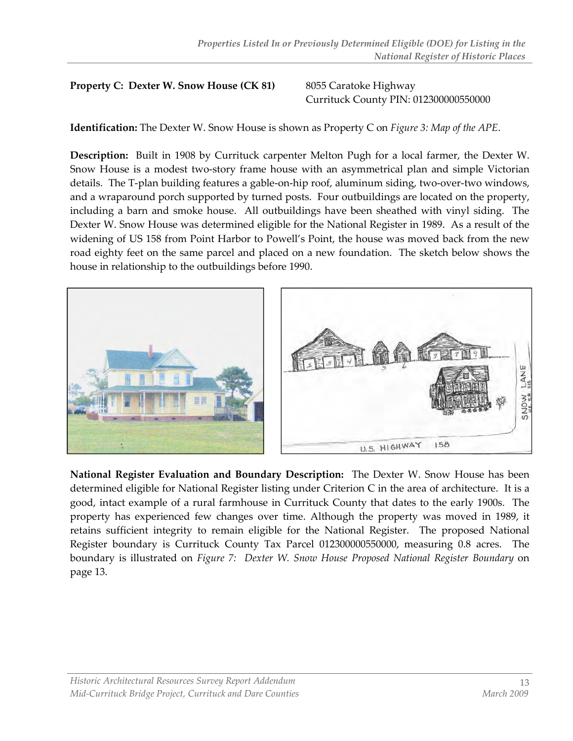**Property C: Dexter W. Snow House (CK 81)**

8055 Caratoke Highway
Currituck County PIN: 012300000550000

**Identification:** The Dexter W. Snow House is shown as Property C on *Figure 3: Map of the APE*.

**Description:** Built in 1908 by Currituck carpenter Melton Pugh for a local farmer, the Dexter W. Snow House is a modest two-story frame house with an asymmetrical plan and simple Victorian details. The T-plan building features a gable-on-hip roof, aluminum siding, two-over-two windows, and a wraparound porch supported by turned posts. Four outbuildings are located on the property, including a barn and smoke house. All outbuildings have been sheathed with vinyl siding. The Dexter W. Snow House was determined eligible for the National Register in 1989. As a result of the widening of US 158 from Point Harbor to Powell's Point, the house was moved back from the new road eighty feet on the same parcel and placed on a new foundation. The sketch below shows the house in relationship to the outbuildings before 1990.

**National Register Evaluation and Boundary Description:** The Dexter W. Snow House has been determined eligible for National Register listing under Criterion C in the area of architecture. It is a good, intact example of a rural farmhouse in Currituck County that dates to the early 1900s. The property has experienced few changes over time. Although the property was moved in 1989, it retains sufficient integrity to remain eligible for the National Register. The proposed National Register boundary is Currituck County Tax Parcel 012300000550000, measuring 0.8 acres. The boundary is illustrated on *Figure 7: Dexter W. Snow House Proposed National Register Boundary* on page 13.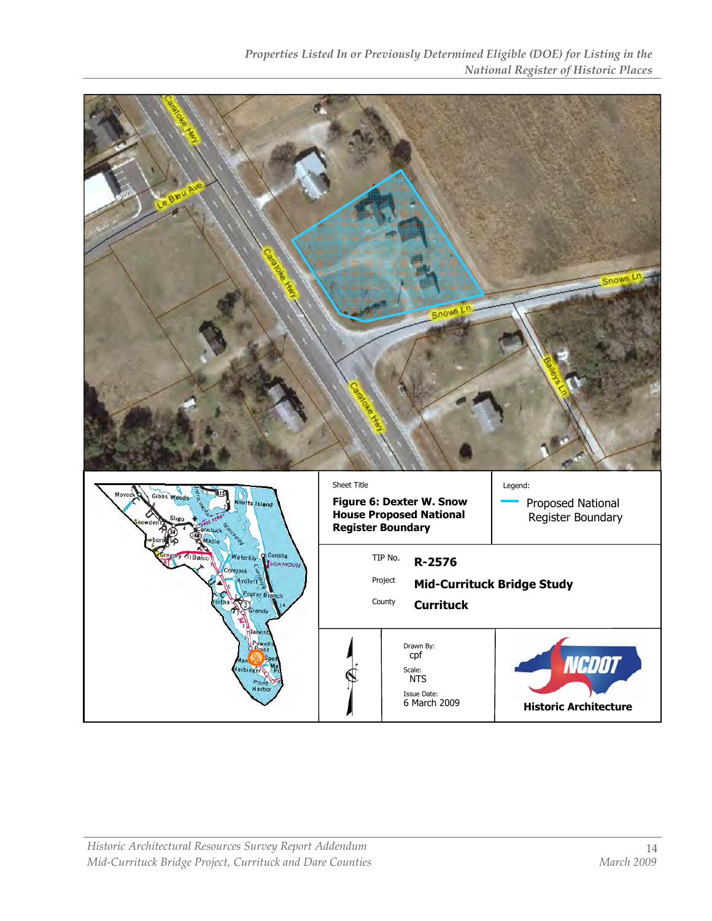Sheet Title

**Figure 6: Dexter W. Snow House Proposed National Register Boundary**

Legend:

Proposed National Register Boundary

TIP No. **R-2576**

Project **Mid-Currituck Bridge Study**

County **Currituck**

Drawn By: cpf

Scale: NTS

Issue Date: 6 March 2009

**Historic Architecture**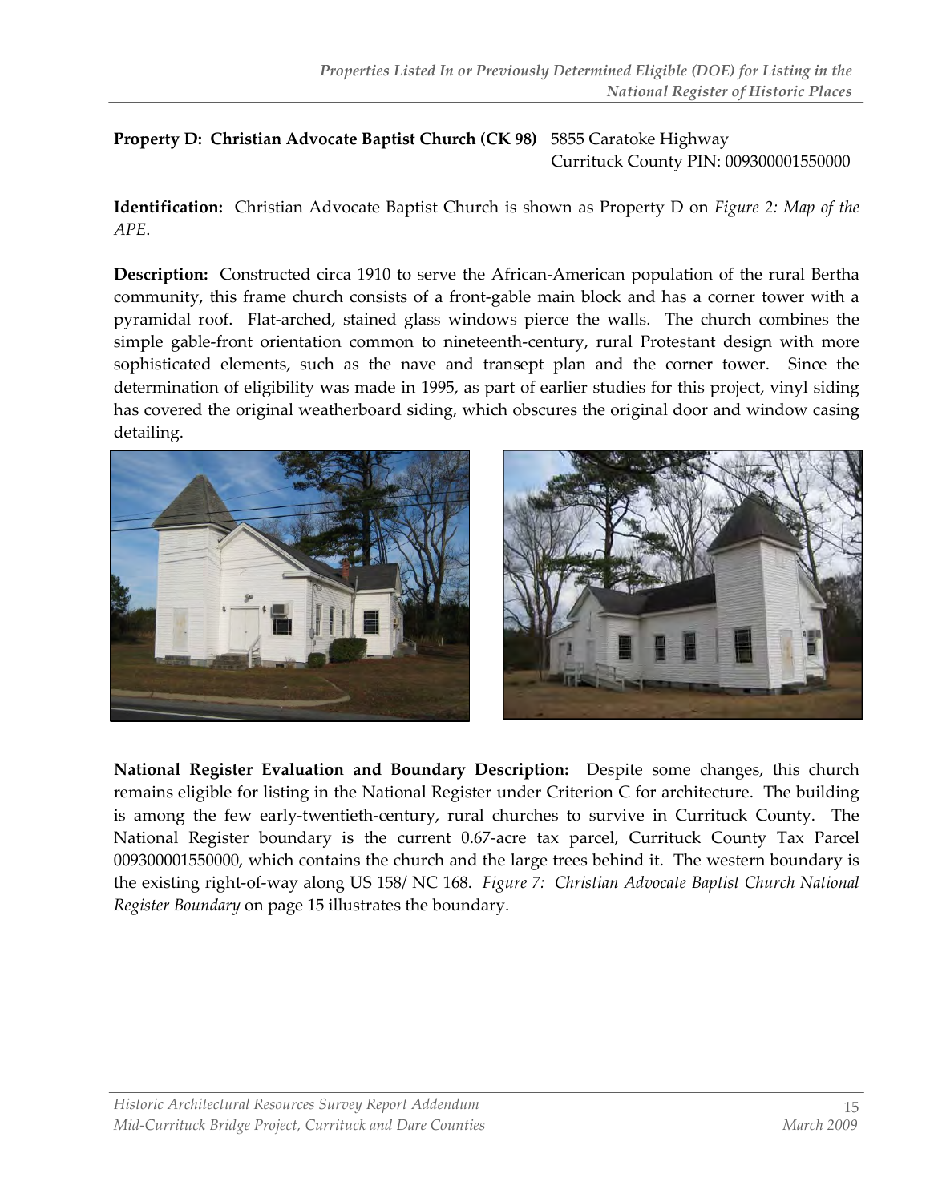**Property D: Christian Advocate Baptist Church (CK 98)** 5855 Caratoke Highway
Currituck County PIN: 009300001550000

**Identification:** Christian Advocate Baptist Church is shown as Property D on *Figure 2: Map of the APE*.

**Description:** Constructed circa 1910 to serve the African-American population of the rural Bertha community, this frame church consists of a front-gable main block and has a corner tower with a pyramidal roof. Flat-arched, stained glass windows pierce the walls. The church combines the simple gable-front orientation common to nineteenth-century, rural Protestant design with more sophisticated elements, such as the nave and transept plan and the corner tower. Since the determination of eligibility was made in 1995, as part of earlier studies for this project, vinyl siding has covered the original weatherboard siding, which obscures the original door and window casing detailing.

**National Register Evaluation and Boundary Description:** Despite some changes, this church remains eligible for listing in the National Register under Criterion C for architecture. The building is among the few early-twentieth-century, rural churches to survive in Currituck County. The National Register boundary is the current 0.67-acre tax parcel, Currituck County Tax Parcel 009300001550000, which contains the church and the large trees behind it. The western boundary is the existing right-of-way along US 158/ NC 168. *Figure 7: Christian Advocate Baptist Church National Register Boundary* on page 15 illustrates the boundary.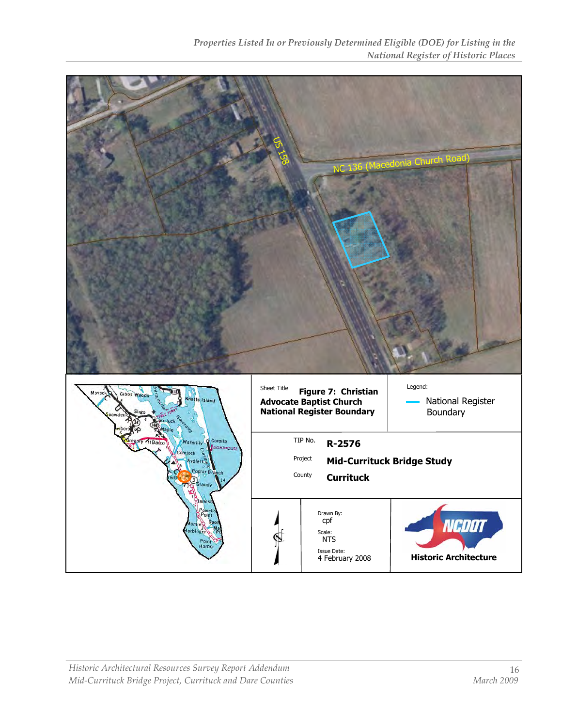US 158

NC 136 (Macedonia Church Road)

Sheet Title **Figure 7: Christian Advocate Baptist Church National Register Boundary**

Legend:

National Register Boundary

TIP No. **R-2576**

Project **Mid-Currituck Bridge Study**

County **Currituck**

Drawn By: cpf

Scale: NTS

Issue Date: 4 February 2008

**Historic Architecture**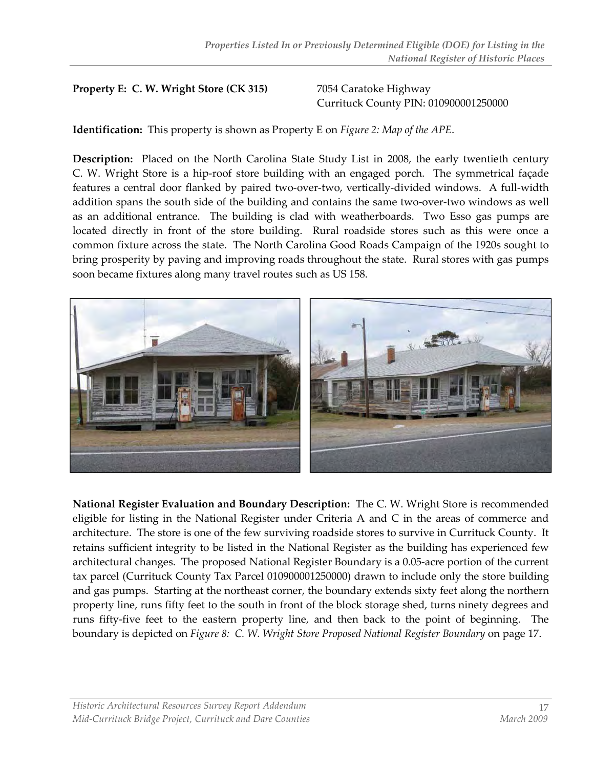**Property E: C. W. Wright Store (CK 315)**

7054 Caratoke Highway
Currituck County PIN: 010900001250000

**Identification:** This property is shown as Property E on *Figure 2: Map of the APE*.

**Description:** Placed on the North Carolina State Study List in 2008, the early twentieth century C. W. Wright Store is a hip-roof store building with an engaged porch. The symmetrical façade features a central door flanked by paired two-over-two, vertically-divided windows. A full-width addition spans the south side of the building and contains the same two-over-two windows as well as an additional entrance. The building is clad with weatherboards. Two Esso gas pumps are located directly in front of the store building. Rural roadside stores such as this were once a common fixture across the state. The North Carolina Good Roads Campaign of the 1920s sought to bring prosperity by paving and improving roads throughout the state. Rural stores with gas pumps soon became fixtures along many travel routes such as US 158.

**National Register Evaluation and Boundary Description:** The C. W. Wright Store is recommended eligible for listing in the National Register under Criteria A and C in the areas of commerce and architecture. The store is one of the few surviving roadside stores to survive in Currituck County. It retains sufficient integrity to be listed in the National Register as the building has experienced few architectural changes. The proposed National Register Boundary is a 0.05-acre portion of the current tax parcel (Currituck County Tax Parcel 010900001250000) drawn to include only the store building and gas pumps. Starting at the northeast corner, the boundary extends sixty feet along the northern property line, runs fifty feet to the south in front of the block storage shed, turns ninety degrees and runs fifty-five feet to the eastern property line, and then back to the point of beginning. The boundary is depicted on *Figure 8: C. W. Wright Store Proposed National Register Boundary* on page 17.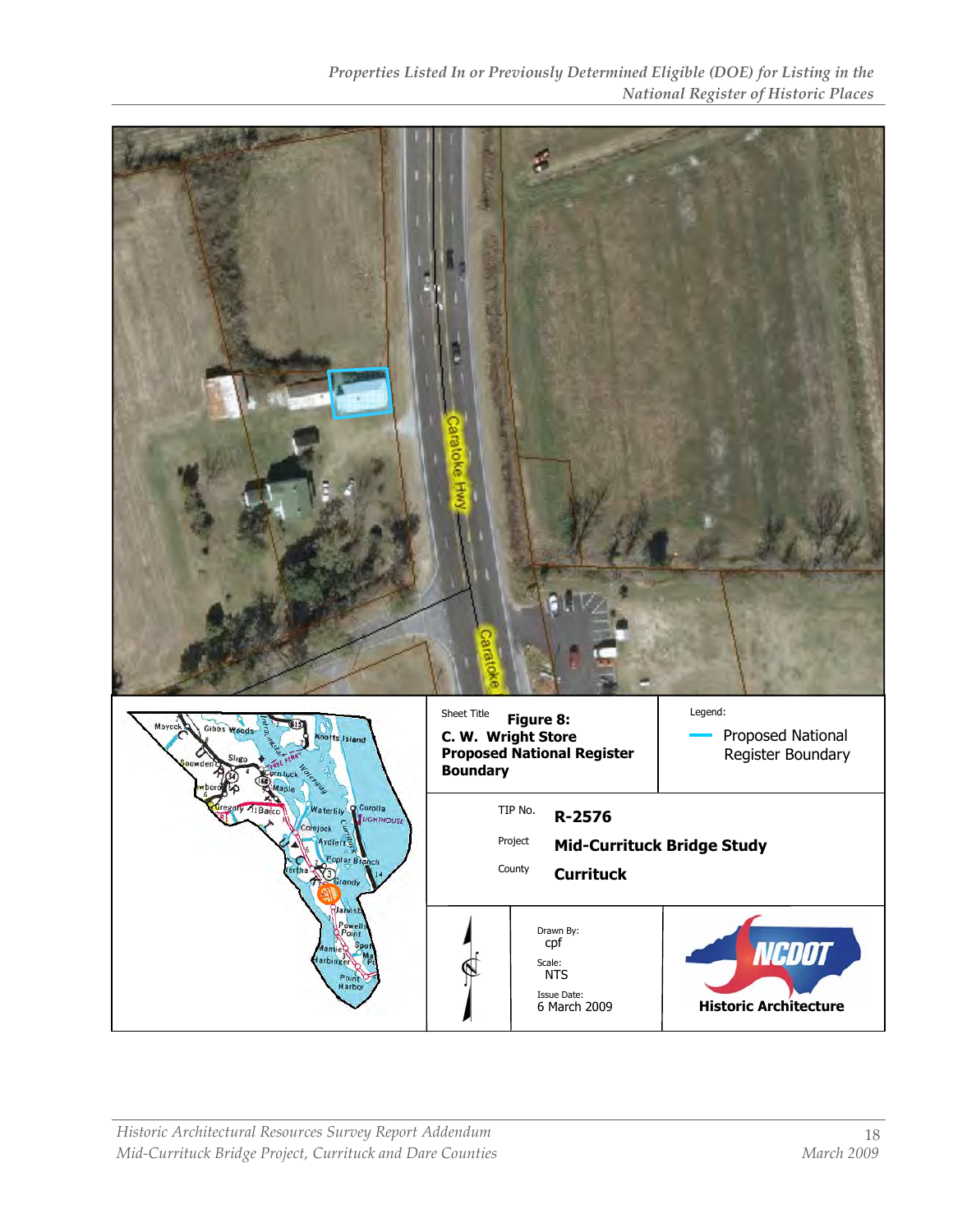Caratoke Hwy

Caratoke

Sheet Title **Figure 8: C. W. Wright Store Proposed National Register Boundary**

Legend:

Proposed National Register Boundary

TIP No. **R-2576**

Project **Mid-Currituck Bridge Study**

County **Currituck**

Drawn By: cpf

Scale: NTS

Issue Date: 6 March 2009

NCDOT

**Historic Architecture**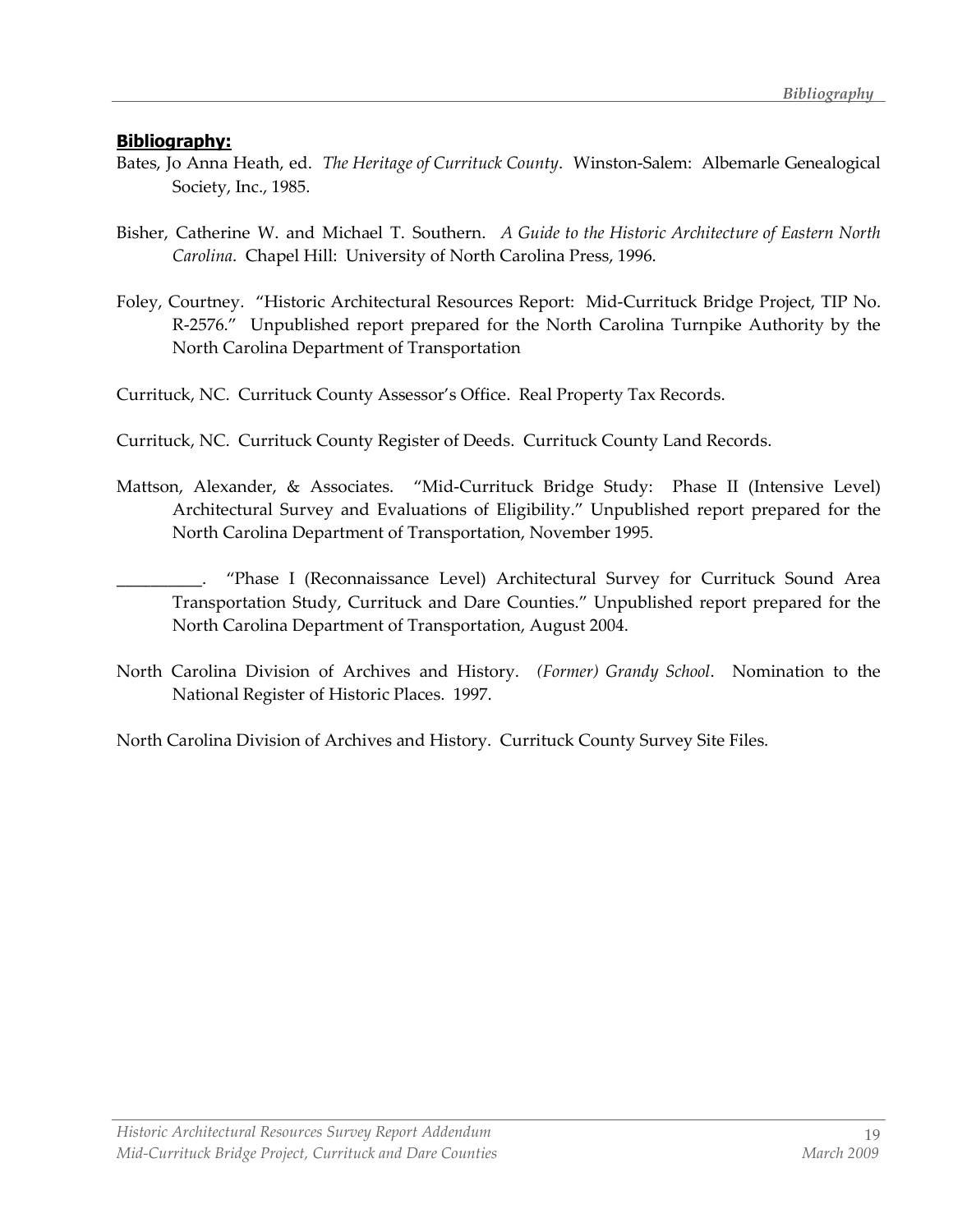## Bibliography:

Bates, Jo Anna Heath, ed. *The Heritage of Currituck County*. Winston-Salem: Albemarle Genealogical Society, Inc., 1985.

Bisher, Catherine W. and Michael T. Southern. *A Guide to the Historic Architecture of Eastern North Carolina*. Chapel Hill: University of North Carolina Press, 1996.

Foley, Courtney. "Historic Architectural Resources Report: Mid-Currituck Bridge Project, TIP No. R-2576." Unpublished report prepared for the North Carolina Turnpike Authority by the North Carolina Department of Transportation

Currituck, NC. Currituck County Assessor's Office. Real Property Tax Records.

Currituck, NC. Currituck County Register of Deeds. Currituck County Land Records.

Mattson, Alexander, & Associates. "Mid-Currituck Bridge Study: Phase II (Intensive Level) Architectural Survey and Evaluations of Eligibility." Unpublished report prepared for the North Carolina Department of Transportation, November 1995.

__________. "Phase I (Reconnaissance Level) Architectural Survey for Currituck Sound Area Transportation Study, Currituck and Dare Counties." Unpublished report prepared for the North Carolina Department of Transportation, August 2004.

North Carolina Division of Archives and History. *(Former) Grandy School*. Nomination to the National Register of Historic Places. 1997.

North Carolina Division of Archives and History. Currituck County Survey Site Files.